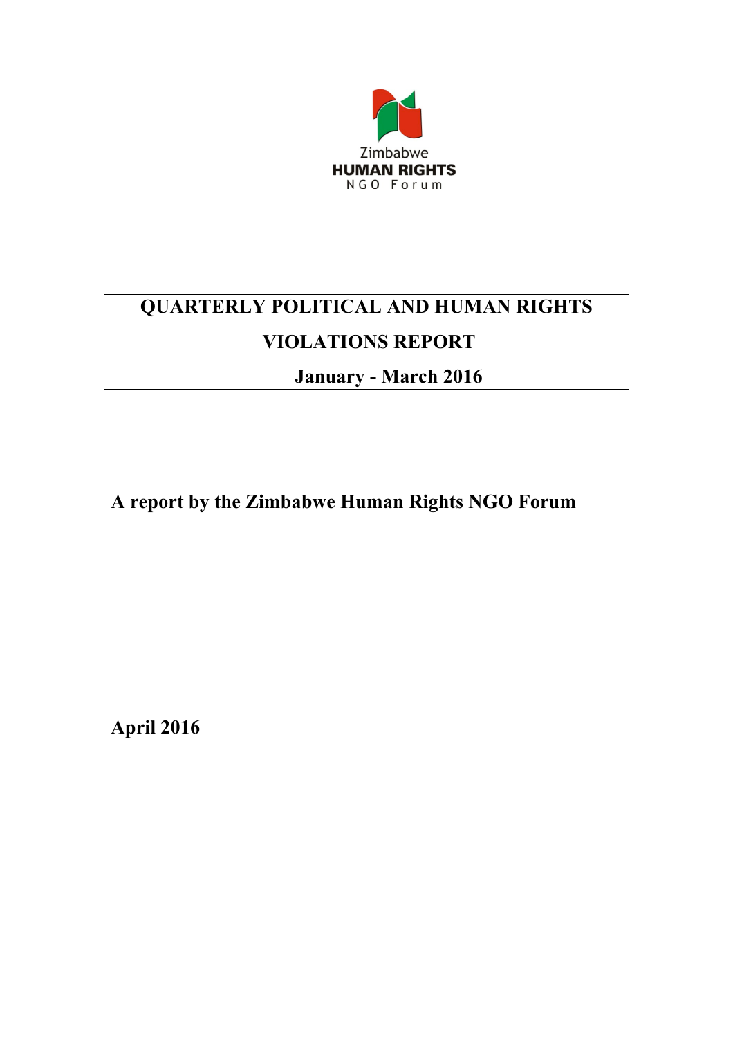Zimbabwe
**HUMAN RIGHTS**
NGO Forum

# QUARTERLY POLITICAL AND HUMAN RIGHTS VIOLATIONS REPORT

## January - March 2016

**A report by the Zimbabwe Human Rights NGO Forum**

**April 2016**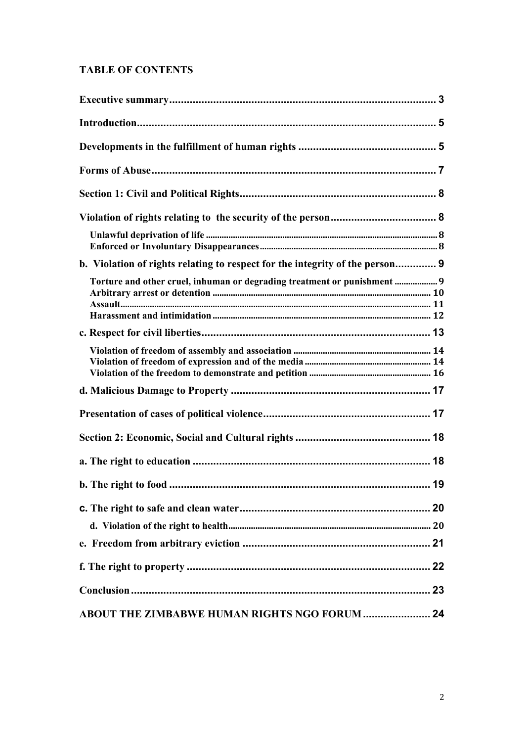# TABLE OF CONTENTS

- Executive summary .......... 3
- Introduction .......... 5
- Developments in the fulfillment of human rights .......... 5
- Forms of Abuse .......... 7
- Section 1: Civil and Political Rights .......... 8
- Violation of rights relating to the security of the person .......... 8
  - Unlawful deprivation of life .......... 8
  - Enforced or Involuntary Disappearances .......... 8
- b. Violation of rights relating to respect for the integrity of the person .......... 9
  - Torture and other cruel, inhuman or degrading treatment or punishment .......... 9
  - Arbitrary arrest or detention .......... 10
  - Assault .......... 11
  - Harassment and intimidation .......... 12
- c. Respect for civil liberties .......... 13
  - Violation of freedom of assembly and association .......... 14
  - Violation of freedom of expression and of the media .......... 14
  - Violation of the freedom to demonstrate and petition .......... 16
- d. Malicious Damage to Property .......... 17
- Presentation of cases of political violence .......... 17
- Section 2: Economic, Social and Cultural rights .......... 18
- a. The right to education .......... 18
- b. The right to food .......... 19
- c. The right to safe and clean water .......... 20
  - d. Violation of the right to health .......... 20
- e. Freedom from arbitrary eviction .......... 21
- f. The right to property .......... 22
- Conclusion .......... 23
- ABOUT THE ZIMBABWE HUMAN RIGHTS NGO FORUM .......... 24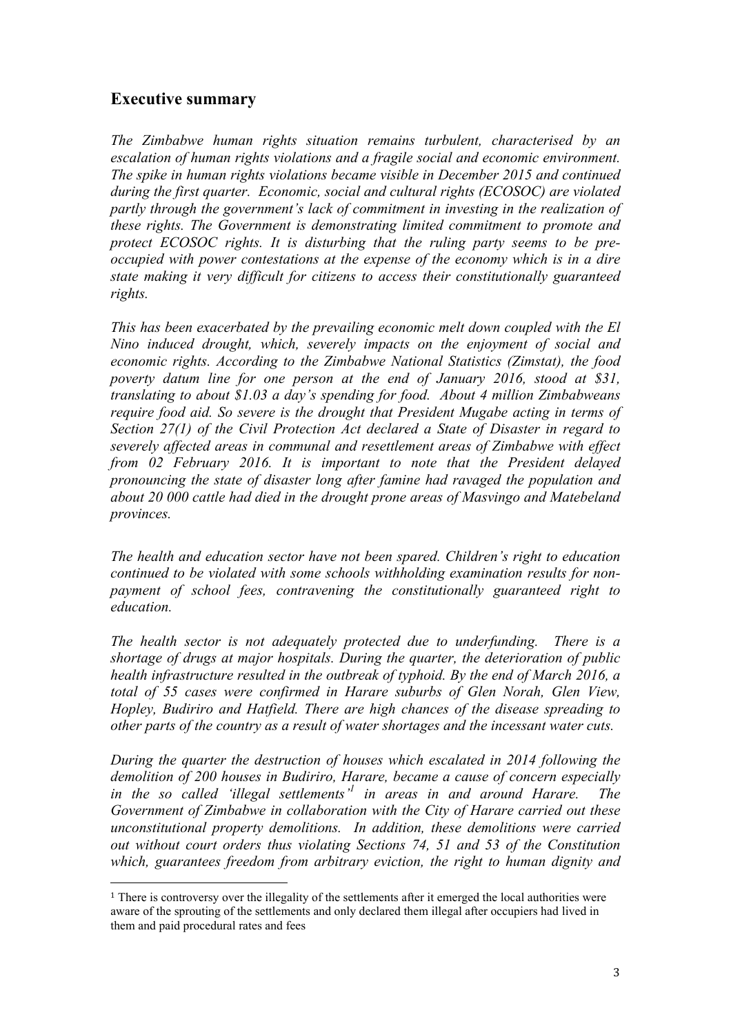## Executive summary

*The Zimbabwe human rights situation remains turbulent, characterised by an escalation of human rights violations and a fragile social and economic environment. The spike in human rights violations became visible in December 2015 and continued during the first quarter. Economic, social and cultural rights (ECOSOC) are violated partly through the government's lack of commitment in investing in the realization of these rights. The Government is demonstrating limited commitment to promote and protect ECOSOC rights. It is disturbing that the ruling party seems to be pre-occupied with power contestations at the expense of the economy which is in a dire state making it very difficult for citizens to access their constitutionally guaranteed rights.*

*This has been exacerbated by the prevailing economic melt down coupled with the El Nino induced drought, which, severely impacts on the enjoyment of social and economic rights. According to the Zimbabwe National Statistics (Zimstat), the food poverty datum line for one person at the end of January 2016, stood at $31, translating to about $1.03 a day's spending for food. About 4 million Zimbabweans require food aid. So severe is the drought that President Mugabe acting in terms of Section 27(1) of the Civil Protection Act declared a State of Disaster in regard to severely affected areas in communal and resettlement areas of Zimbabwe with effect from 02 February 2016. It is important to note that the President delayed pronouncing the state of disaster long after famine had ravaged the population and about 20 000 cattle had died in the drought prone areas of Masvingo and Matebeland provinces.*

*The health and education sector have not been spared. Children's right to education continued to be violated with some schools withholding examination results for non-payment of school fees, contravening the constitutionally guaranteed right to education.*

*The health sector is not adequately protected due to underfunding. There is a shortage of drugs at major hospitals. During the quarter, the deterioration of public health infrastructure resulted in the outbreak of typhoid. By the end of March 2016, a total of 55 cases were confirmed in Harare suburbs of Glen Norah, Glen View, Hopley, Budiriro and Hatfield. There are high chances of the disease spreading to other parts of the country as a result of water shortages and the incessant water cuts.*

*During the quarter the destruction of houses which escalated in 2014 following the demolition of 200 houses in Budiriro, Harare, became a cause of concern especially in the so called 'illegal settlements'[1] in areas in and around Harare. The Government of Zimbabwe in collaboration with the City of Harare carried out these unconstitutional property demolitions. In addition, these demolitions were carried out without court orders thus violating Sections 74, 51 and 53 of the Constitution which, guarantees freedom from arbitrary eviction, the right to human dignity and*

[1] There is controversy over the illegality of the settlements after it emerged the local authorities were aware of the sprouting of the settlements and only declared them illegal after occupiers had lived in them and paid procedural rates and fees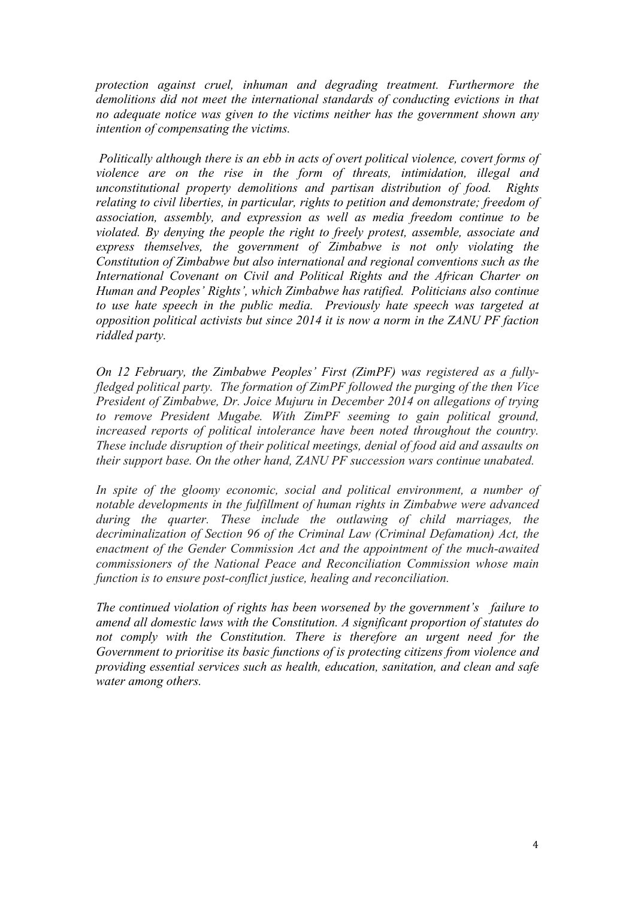*protection against cruel, inhuman and degrading treatment. Furthermore the demolitions did not meet the international standards of conducting evictions in that no adequate notice was given to the victims neither has the government shown any intention of compensating the victims.*

*Politically although there is an ebb in acts of overt political violence, covert forms of violence are on the rise in the form of threats, intimidation, illegal and unconstitutional property demolitions and partisan distribution of food. Rights relating to civil liberties, in particular, rights to petition and demonstrate; freedom of association, assembly, and expression as well as media freedom continue to be violated. By denying the people the right to freely protest, assemble, associate and express themselves, the government of Zimbabwe is not only violating the Constitution of Zimbabwe but also international and regional conventions such as the International Covenant on Civil and Political Rights and the African Charter on Human and Peoples' Rights', which Zimbabwe has ratified. Politicians also continue to use hate speech in the public media. Previously hate speech was targeted at opposition political activists but since 2014 it is now a norm in the ZANU PF faction riddled party.*

*On 12 February, the Zimbabwe Peoples' First (ZimPF) was registered as a fully-fledged political party. The formation of ZimPF followed the purging of the then Vice President of Zimbabwe, Dr. Joice Mujuru in December 2014 on allegations of trying to remove President Mugabe. With ZimPF seeming to gain political ground, increased reports of political intolerance have been noted throughout the country. These include disruption of their political meetings, denial of food aid and assaults on their support base. On the other hand, ZANU PF succession wars continue unabated.*

*In spite of the gloomy economic, social and political environment, a number of notable developments in the fulfillment of human rights in Zimbabwe were advanced during the quarter. These include the outlawing of child marriages, the decriminalization of Section 96 of the Criminal Law (Criminal Defamation) Act, the enactment of the Gender Commission Act and the appointment of the much-awaited commissioners of the National Peace and Reconciliation Commission whose main function is to ensure post-conflict justice, healing and reconciliation.*

*The continued violation of rights has been worsened by the government's failure to amend all domestic laws with the Constitution. A significant proportion of statutes do not comply with the Constitution. There is therefore an urgent need for the Government to prioritise its basic functions of is protecting citizens from violence and providing essential services such as health, education, sanitation, and clean and safe water among others.*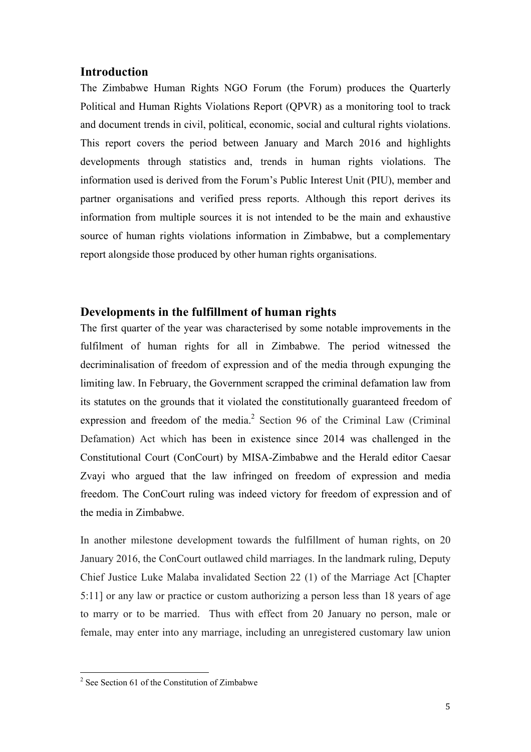## Introduction

The Zimbabwe Human Rights NGO Forum (the Forum) produces the Quarterly Political and Human Rights Violations Report (QPVR) as a monitoring tool to track and document trends in civil, political, economic, social and cultural rights violations. This report covers the period between January and March 2016 and highlights developments through statistics and, trends in human rights violations. The information used is derived from the Forum's Public Interest Unit (PIU), member and partner organisations and verified press reports. Although this report derives its information from multiple sources it is not intended to be the main and exhaustive source of human rights violations information in Zimbabwe, but a complementary report alongside those produced by other human rights organisations.

## Developments in the fulfillment of human rights

The first quarter of the year was characterised by some notable improvements in the fulfilment of human rights for all in Zimbabwe. The period witnessed the decriminalisation of freedom of expression and of the media through expunging the limiting law. In February, the Government scrapped the criminal defamation law from its statutes on the grounds that it violated the constitutionally guaranteed freedom of expression and freedom of the media.[2] Section 96 of the Criminal Law (Criminal Defamation) Act which has been in existence since 2014 was challenged in the Constitutional Court (ConCourt) by MISA-Zimbabwe and the Herald editor Caesar Zvayi who argued that the law infringed on freedom of expression and media freedom. The ConCourt ruling was indeed victory for freedom of expression and of the media in Zimbabwe.

In another milestone development towards the fulfillment of human rights, on 20 January 2016, the ConCourt outlawed child marriages. In the landmark ruling, Deputy Chief Justice Luke Malaba invalidated Section 22 (1) of the Marriage Act [Chapter 5:11] or any law or practice or custom authorizing a person less than 18 years of age to marry or to be married. Thus with effect from 20 January no person, male or female, may enter into any marriage, including an unregistered customary law union

[2] See Section 61 of the Constitution of Zimbabwe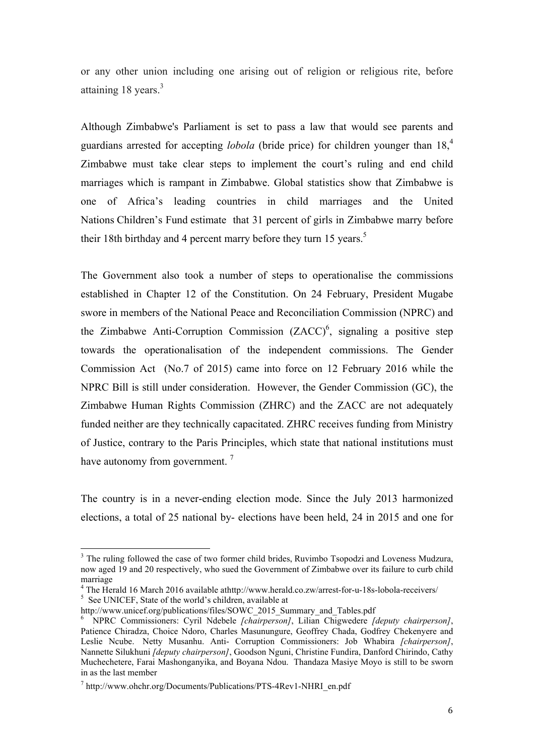or any other union including one arising out of religion or religious rite, before attaining 18 years.[3]

Although Zimbabwe's Parliament is set to pass a law that would see parents and guardians arrested for accepting *lobola* (bride price) for children younger than 18,[4] Zimbabwe must take clear steps to implement the court's ruling and end child marriages which is rampant in Zimbabwe. Global statistics show that Zimbabwe is one of Africa's leading countries in child marriages and the United Nations Children's Fund estimate that 31 percent of girls in Zimbabwe marry before their 18th birthday and 4 percent marry before they turn 15 years.[5]

The Government also took a number of steps to operationalise the commissions established in Chapter 12 of the Constitution. On 24 February, President Mugabe swore in members of the National Peace and Reconciliation Commission (NPRC) and the Zimbabwe Anti-Corruption Commission (ZACC)[6], signaling a positive step towards the operationalisation of the independent commissions. The Gender Commission Act (No.7 of 2015) came into force on 12 February 2016 while the NPRC Bill is still under consideration. However, the Gender Commission (GC), the Zimbabwe Human Rights Commission (ZHRC) and the ZACC are not adequately funded neither are they technically capacitated. ZHRC receives funding from Ministry of Justice, contrary to the Paris Principles, which state that national institutions must have autonomy from government. [7]

The country is in a never-ending election mode. Since the July 2013 harmonized elections, a total of 25 national by- elections have been held, 24 in 2015 and one for

---

[3] The ruling followed the case of two former child brides, Ruvimbo Tsopodzi and Loveness Mudzura, now aged 19 and 20 respectively, who sued the Government of Zimbabwe over its failure to curb child marriage

[4] The Herald 16 March 2016 available athttp://www.herald.co.zw/arrest-for-u-18s-lobola-receivers/

[5] See UNICEF, State of the world's children, available at http://www.unicef.org/publications/files/SOWC_2015_Summary_and_Tables.pdf

[6] NPRC Commissioners: Cyril Ndebele *[chairperson]*, Lilian Chigwedere *[deputy chairperson]*, Patience Chiradza, Choice Ndoro, Charles Masunungure, Geoffrey Chada, Godfrey Chekenyere and Leslie Ncube. Netty Musanhu. Anti- Corruption Commissioners: Job Whabira *[chairperson]*, Nannette Silukhuni *[deputy chairperson]*, Goodson Nguni, Christine Fundira, Danford Chirindo, Cathy Muchechetere, Farai Mashonganyika, and Boyana Ndou. Thandaza Masiye Moyo is still to be sworn in as the last member

[7] http://www.ohchr.org/Documents/Publications/PTS-4Rev1-NHRI_en.pdf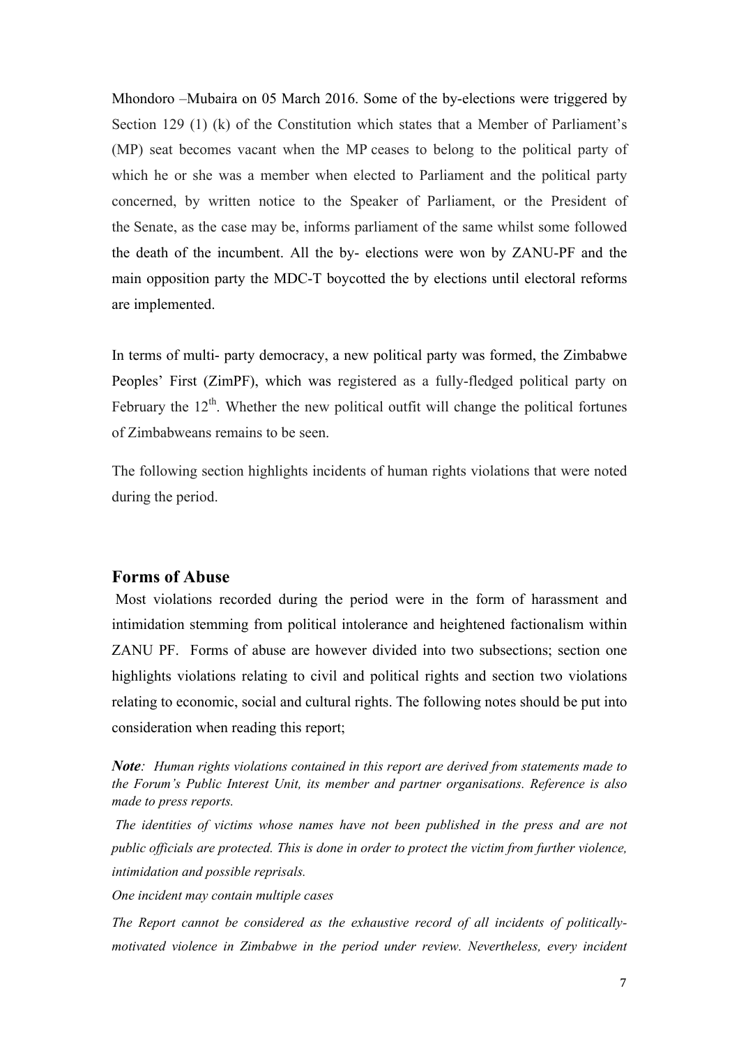Mhondoro –Mubaira on 05 March 2016. Some of the by-elections were triggered by Section 129 (1) (k) of the Constitution which states that a Member of Parliament's (MP) seat becomes vacant when the MP ceases to belong to the political party of which he or she was a member when elected to Parliament and the political party concerned, by written notice to the Speaker of Parliament, or the President of the Senate, as the case may be, informs parliament of the same whilst some followed the death of the incumbent. All the by- elections were won by ZANU-PF and the main opposition party the MDC-T boycotted the by elections until electoral reforms are implemented.

In terms of multi- party democracy, a new political party was formed, the Zimbabwe Peoples' First (ZimPF), which was registered as a fully-fledged political party on February the 12th. Whether the new political outfit will change the political fortunes of Zimbabweans remains to be seen.

The following section highlights incidents of human rights violations that were noted during the period.

## Forms of Abuse

Most violations recorded during the period were in the form of harassment and intimidation stemming from political intolerance and heightened factionalism within ZANU PF. Forms of abuse are however divided into two subsections; section one highlights violations relating to civil and political rights and section two violations relating to economic, social and cultural rights. The following notes should be put into consideration when reading this report;

***Note**: Human rights violations contained in this report are derived from statements made to the Forum's Public Interest Unit, its member and partner organisations. Reference is also made to press reports.*

*The identities of victims whose names have not been published in the press and are not public officials are protected. This is done in order to protect the victim from further violence, intimidation and possible reprisals.*

*One incident may contain multiple cases*

*The Report cannot be considered as the exhaustive record of all incidents of politically-motivated violence in Zimbabwe in the period under review. Nevertheless, every incident*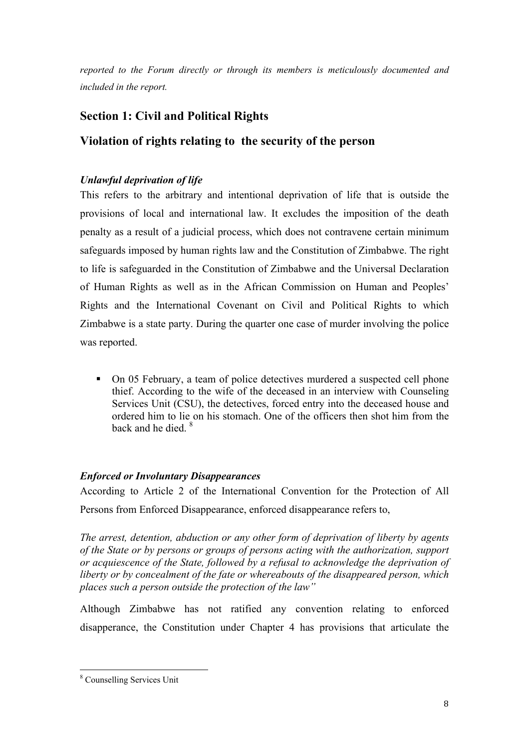*reported to the Forum directly or through its members is meticulously documented and included in the report.*

## Section 1: Civil and Political Rights

## Violation of rights relating to the security of the person

***Unlawful deprivation of life***

This refers to the arbitrary and intentional deprivation of life that is outside the provisions of local and international law. It excludes the imposition of the death penalty as a result of a judicial process, which does not contravene certain minimum safeguards imposed by human rights law and the Constitution of Zimbabwe. The right to life is safeguarded in the Constitution of Zimbabwe and the Universal Declaration of Human Rights as well as in the African Commission on Human and Peoples' Rights and the International Covenant on Civil and Political Rights to which Zimbabwe is a state party. During the quarter one case of murder involving the police was reported.

- On 05 February, a team of police detectives murdered a suspected cell phone thief. According to the wife of the deceased in an interview with Counseling Services Unit (CSU), the detectives, forced entry into the deceased house and ordered him to lie on his stomach. One of the officers then shot him from the back and he died. [8]

***Enforced or Involuntary Disappearances***

According to Article 2 of the International Convention for the Protection of All Persons from Enforced Disappearance, enforced disappearance refers to,

*The arrest, detention, abduction or any other form of deprivation of liberty by agents of the State or by persons or groups of persons acting with the authorization, support or acquiescence of the State, followed by a refusal to acknowledge the deprivation of liberty or by concealment of the fate or whereabouts of the disappeared person, which places such a person outside the protection of the law"*

Although Zimbabwe has not ratified any convention relating to enforced disapperance, the Constitution under Chapter 4 has provisions that articulate the

---

[8] Counselling Services Unit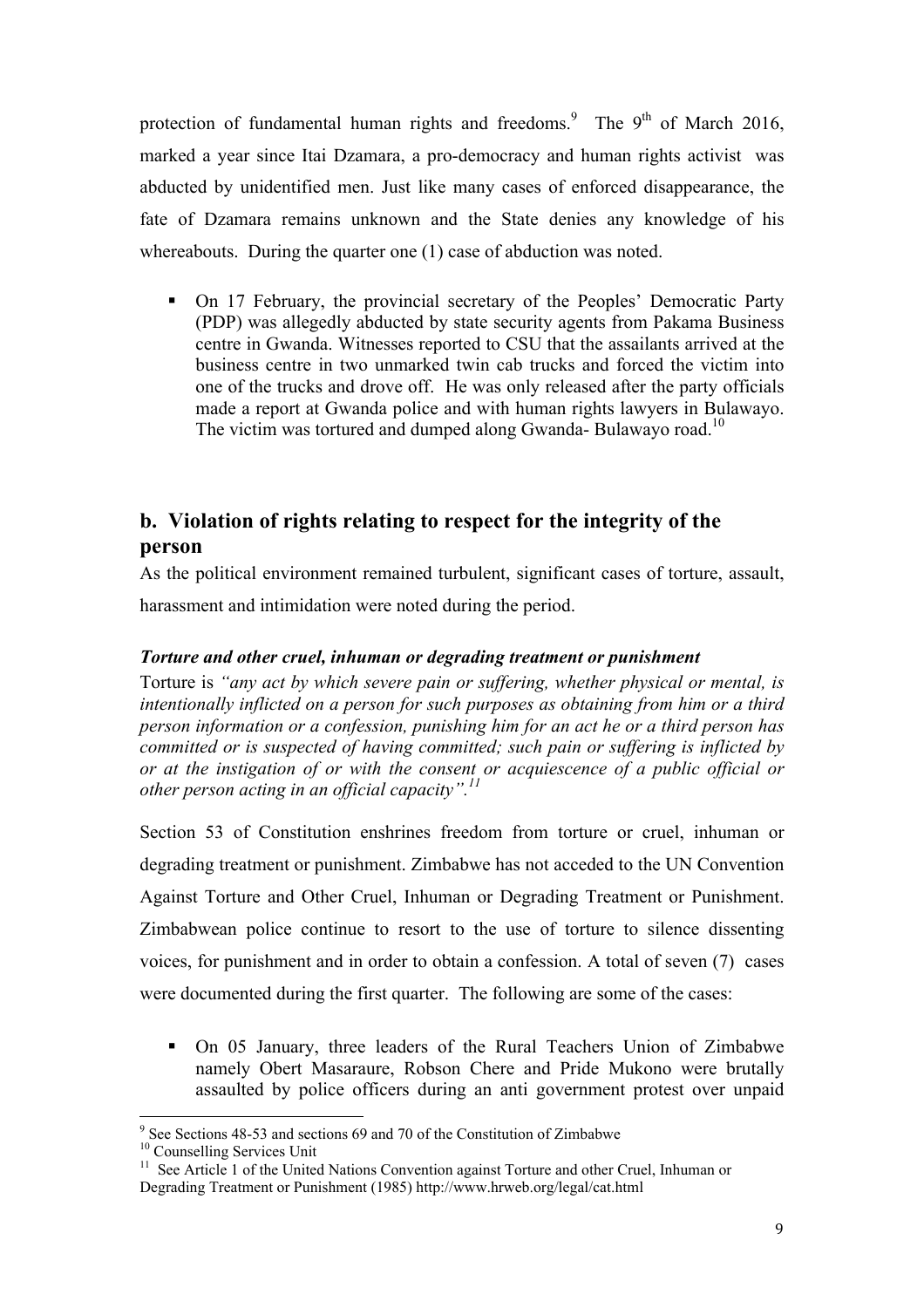protection of fundamental human rights and freedoms.[9] The 9th of March 2016, marked a year since Itai Dzamara, a pro-democracy and human rights activist was abducted by unidentified men. Just like many cases of enforced disappearance, the fate of Dzamara remains unknown and the State denies any knowledge of his whereabouts. During the quarter one (1) case of abduction was noted.

- On 17 February, the provincial secretary of the Peoples' Democratic Party (PDP) was allegedly abducted by state security agents from Pakama Business centre in Gwanda. Witnesses reported to CSU that the assailants arrived at the business centre in two unmarked twin cab trucks and forced the victim into one of the trucks and drove off. He was only released after the party officials made a report at Gwanda police and with human rights lawyers in Bulawayo. The victim was tortured and dumped along Gwanda- Bulawayo road.[10]

## b. Violation of rights relating to respect for the integrity of the person

As the political environment remained turbulent, significant cases of torture, assault, harassment and intimidation were noted during the period.

### *Torture and other cruel, inhuman or degrading treatment or punishment*

Torture is *"any act by which severe pain or suffering, whether physical or mental, is intentionally inflicted on a person for such purposes as obtaining from him or a third person information or a confession, punishing him for an act he or a third person has committed or is suspected of having committed; such pain or suffering is inflicted by or at the instigation of or with the consent or acquiescence of a public official or other person acting in an official capacity".*[11]

Section 53 of Constitution enshrines freedom from torture or cruel, inhuman or degrading treatment or punishment. Zimbabwe has not acceded to the UN Convention Against Torture and Other Cruel, Inhuman or Degrading Treatment or Punishment. Zimbabwean police continue to resort to the use of torture to silence dissenting voices, for punishment and in order to obtain a confession. A total of seven (7) cases were documented during the first quarter. The following are some of the cases:

- On 05 January, three leaders of the Rural Teachers Union of Zimbabwe namely Obert Masaraure, Robson Chere and Pride Mukono were brutally assaulted by police officers during an anti government protest over unpaid

---

[9] See Sections 48-53 and sections 69 and 70 of the Constitution of Zimbabwe

[10] Counselling Services Unit

[11] See Article 1 of the United Nations Convention against Torture and other Cruel, Inhuman or Degrading Treatment or Punishment (1985) http://www.hrweb.org/legal/cat.html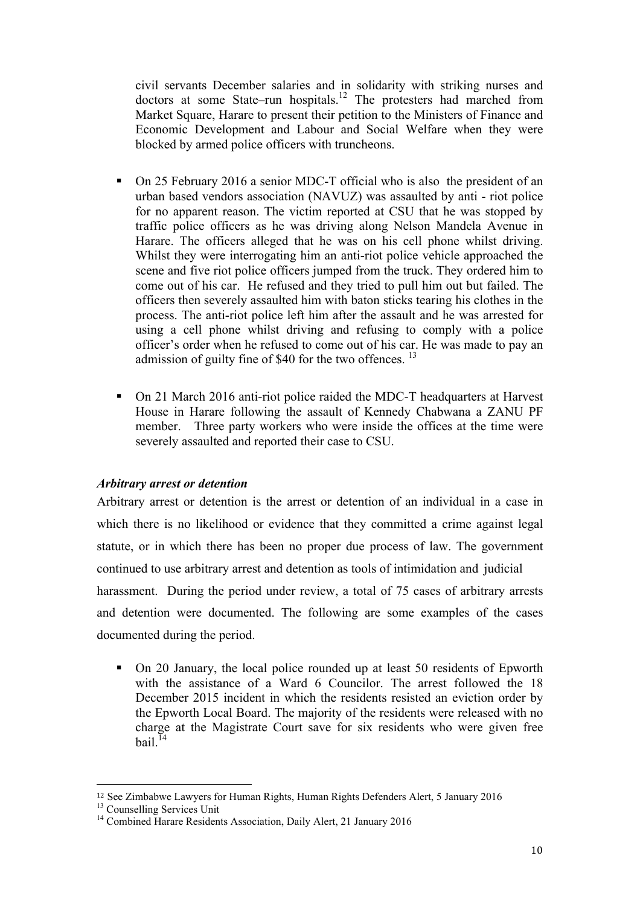civil servants December salaries and in solidarity with striking nurses and doctors at some State–run hospitals.[12] The protesters had marched from Market Square, Harare to present their petition to the Ministers of Finance and Economic Development and Labour and Social Welfare when they were blocked by armed police officers with truncheons.

- On 25 February 2016 a senior MDC-T official who is also the president of an urban based vendors association (NAVUZ) was assaulted by anti - riot police for no apparent reason. The victim reported at CSU that he was stopped by traffic police officers as he was driving along Nelson Mandela Avenue in Harare. The officers alleged that he was on his cell phone whilst driving. Whilst they were interrogating him an anti-riot police vehicle approached the scene and five riot police officers jumped from the truck. They ordered him to come out of his car. He refused and they tried to pull him out but failed. The officers then severely assaulted him with baton sticks tearing his clothes in the process. The anti-riot police left him after the assault and he was arrested for using a cell phone whilst driving and refusing to comply with a police officer's order when he refused to come out of his car. He was made to pay an admission of guilty fine of $40 for the two offences. [13]

- On 21 March 2016 anti-riot police raided the MDC-T headquarters at Harvest House in Harare following the assault of Kennedy Chabwana a ZANU PF member. Three party workers who were inside the offices at the time were severely assaulted and reported their case to CSU.

***Arbitrary arrest or detention***

Arbitrary arrest or detention is the arrest or detention of an individual in a case in which there is no likelihood or evidence that they committed a crime against legal statute, or in which there has been no proper due process of law. The government continued to use arbitrary arrest and detention as tools of intimidation and judicial harassment. During the period under review, a total of 75 cases of arbitrary arrests and detention were documented. The following are some examples of the cases documented during the period.

- On 20 January, the local police rounded up at least 50 residents of Epworth with the assistance of a Ward 6 Councilor. The arrest followed the 18 December 2015 incident in which the residents resisted an eviction order by the Epworth Local Board. The majority of the residents were released with no charge at the Magistrate Court save for six residents who were given free bail.[14]

---

[12] See Zimbabwe Lawyers for Human Rights, Human Rights Defenders Alert, 5 January 2016

[13] Counselling Services Unit

[14] Combined Harare Residents Association, Daily Alert, 21 January 2016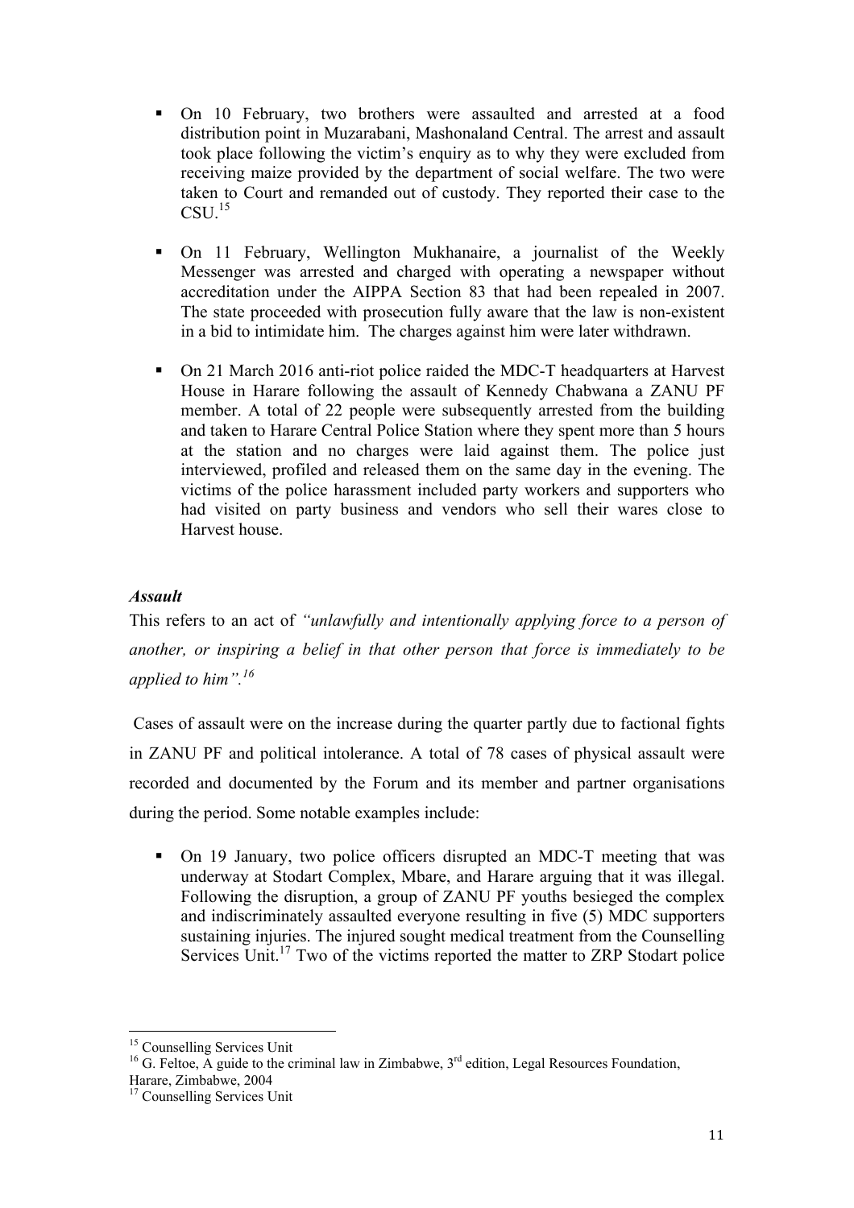- On 10 February, two brothers were assaulted and arrested at a food distribution point in Muzarabani, Mashonaland Central. The arrest and assault took place following the victim's enquiry as to why they were excluded from receiving maize provided by the department of social welfare. The two were taken to Court and remanded out of custody. They reported their case to the CSU.[15]

- On 11 February, Wellington Mukhanaire, a journalist of the Weekly Messenger was arrested and charged with operating a newspaper without accreditation under the AIPPA Section 83 that had been repealed in 2007. The state proceeded with prosecution fully aware that the law is non-existent in a bid to intimidate him. The charges against him were later withdrawn.

- On 21 March 2016 anti-riot police raided the MDC-T headquarters at Harvest House in Harare following the assault of Kennedy Chabwana a ZANU PF member. A total of 22 people were subsequently arrested from the building and taken to Harare Central Police Station where they spent more than 5 hours at the station and no charges were laid against them. The police just interviewed, profiled and released them on the same day in the evening. The victims of the police harassment included party workers and supporters who had visited on party business and vendors who sell their wares close to Harvest house.

***Assault***

This refers to an act of *"unlawfully and intentionally applying force to a person of another, or inspiring a belief in that other person that force is immediately to be applied to him".[16]*

Cases of assault were on the increase during the quarter partly due to factional fights in ZANU PF and political intolerance. A total of 78 cases of physical assault were recorded and documented by the Forum and its member and partner organisations during the period. Some notable examples include:

- On 19 January, two police officers disrupted an MDC-T meeting that was underway at Stodart Complex, Mbare, and Harare arguing that it was illegal. Following the disruption, a group of ZANU PF youths besieged the complex and indiscriminately assaulted everyone resulting in five (5) MDC supporters sustaining injuries. The injured sought medical treatment from the Counselling Services Unit.[17] Two of the victims reported the matter to ZRP Stodart police

---

[15] Counselling Services Unit

[16] G. Feltoe, A guide to the criminal law in Zimbabwe, 3rd edition, Legal Resources Foundation, Harare, Zimbabwe, 2004

[17] Counselling Services Unit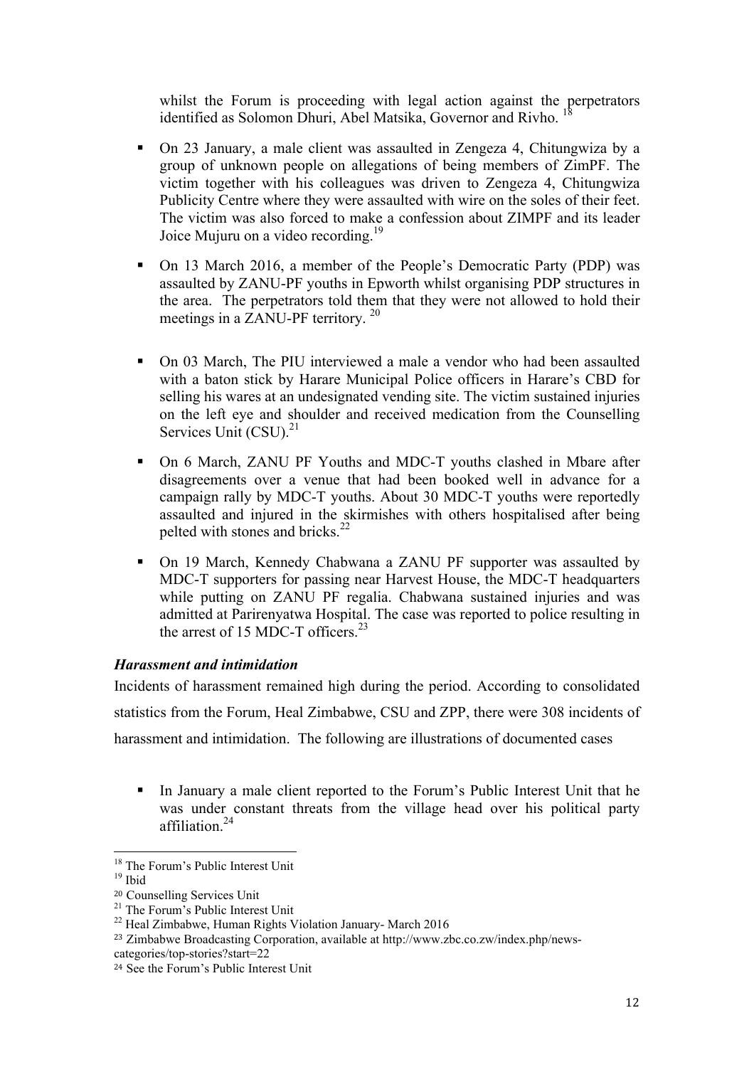whilst the Forum is proceeding with legal action against the perpetrators identified as Solomon Dhuri, Abel Matsika, Governor and Rivho. [18]

- On 23 January, a male client was assaulted in Zengeza 4, Chitungwiza by a group of unknown people on allegations of being members of ZimPF. The victim together with his colleagues was driven to Zengeza 4, Chitungwiza Publicity Centre where they were assaulted with wire on the soles of their feet. The victim was also forced to make a confession about ZIMPF and its leader Joice Mujuru on a video recording.[19]

- On 13 March 2016, a member of the People's Democratic Party (PDP) was assaulted by ZANU-PF youths in Epworth whilst organising PDP structures in the area. The perpetrators told them that they were not allowed to hold their meetings in a ZANU-PF territory. [20]

- On 03 March, The PIU interviewed a male a vendor who had been assaulted with a baton stick by Harare Municipal Police officers in Harare's CBD for selling his wares at an undesignated vending site. The victim sustained injuries on the left eye and shoulder and received medication from the Counselling Services Unit (CSU).[21]

- On 6 March, ZANU PF Youths and MDC-T youths clashed in Mbare after disagreements over a venue that had been booked well in advance for a campaign rally by MDC-T youths. About 30 MDC-T youths were reportedly assaulted and injured in the skirmishes with others hospitalised after being pelted with stones and bricks.[22]

- On 19 March, Kennedy Chabwana a ZANU PF supporter was assaulted by MDC-T supporters for passing near Harvest House, the MDC-T headquarters while putting on ZANU PF regalia. Chabwana sustained injuries and was admitted at Parirenyatwa Hospital. The case was reported to police resulting in the arrest of 15 MDC-T officers.[23]

***Harassment and intimidation***

Incidents of harassment remained high during the period. According to consolidated statistics from the Forum, Heal Zimbabwe, CSU and ZPP, there were 308 incidents of harassment and intimidation. The following are illustrations of documented cases

- In January a male client reported to the Forum's Public Interest Unit that he was under constant threats from the village head over his political party affiliation.[24]

---

[18] The Forum's Public Interest Unit

[19] Ibid

[20] Counselling Services Unit

[21] The Forum's Public Interest Unit

[22] Heal Zimbabwe, Human Rights Violation January- March 2016

[23] Zimbabwe Broadcasting Corporation, available at http://www.zbc.co.zw/index.php/news-categories/top-stories?start=22

[24] See the Forum's Public Interest Unit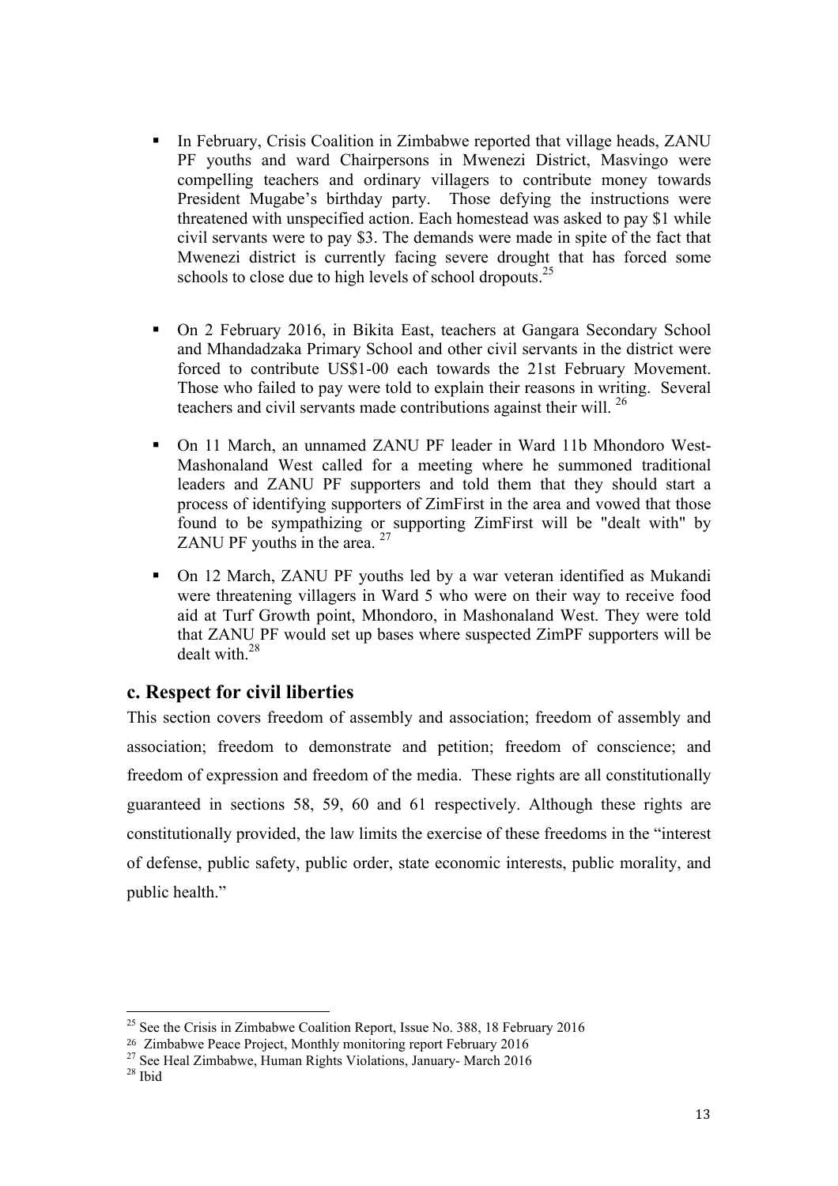- In February, Crisis Coalition in Zimbabwe reported that village heads, ZANU PF youths and ward Chairpersons in Mwenezi District, Masvingo were compelling teachers and ordinary villagers to contribute money towards President Mugabe's birthday party. Those defying the instructions were threatened with unspecified action. Each homestead was asked to pay $1 while civil servants were to pay $3. The demands were made in spite of the fact that Mwenezi district is currently facing severe drought that has forced some schools to close due to high levels of school dropouts.[25]

- On 2 February 2016, in Bikita East, teachers at Gangara Secondary School and Mhandadzaka Primary School and other civil servants in the district were forced to contribute US$1-00 each towards the 21st February Movement. Those who failed to pay were told to explain their reasons in writing. Several teachers and civil servants made contributions against their will. [26]

- On 11 March, an unnamed ZANU PF leader in Ward 11b Mhondoro West-Mashonaland West called for a meeting where he summoned traditional leaders and ZANU PF supporters and told them that they should start a process of identifying supporters of ZimFirst in the area and vowed that those found to be sympathizing or supporting ZimFirst will be "dealt with" by ZANU PF youths in the area. [27]

- On 12 March, ZANU PF youths led by a war veteran identified as Mukandi were threatening villagers in Ward 5 who were on their way to receive food aid at Turf Growth point, Mhondoro, in Mashonaland West. They were told that ZANU PF would set up bases where suspected ZimPF supporters will be dealt with.[28]

### c. Respect for civil liberties

This section covers freedom of assembly and association; freedom of assembly and association; freedom to demonstrate and petition; freedom of conscience; and freedom of expression and freedom of the media. These rights are all constitutionally guaranteed in sections 58, 59, 60 and 61 respectively. Although these rights are constitutionally provided, the law limits the exercise of these freedoms in the "interest of defense, public safety, public order, state economic interests, public morality, and public health."

---

[25] See the Crisis in Zimbabwe Coalition Report, Issue No. 388, 18 February 2016

[26] Zimbabwe Peace Project, Monthly monitoring report February 2016

[27] See Heal Zimbabwe, Human Rights Violations, January- March 2016

[28] Ibid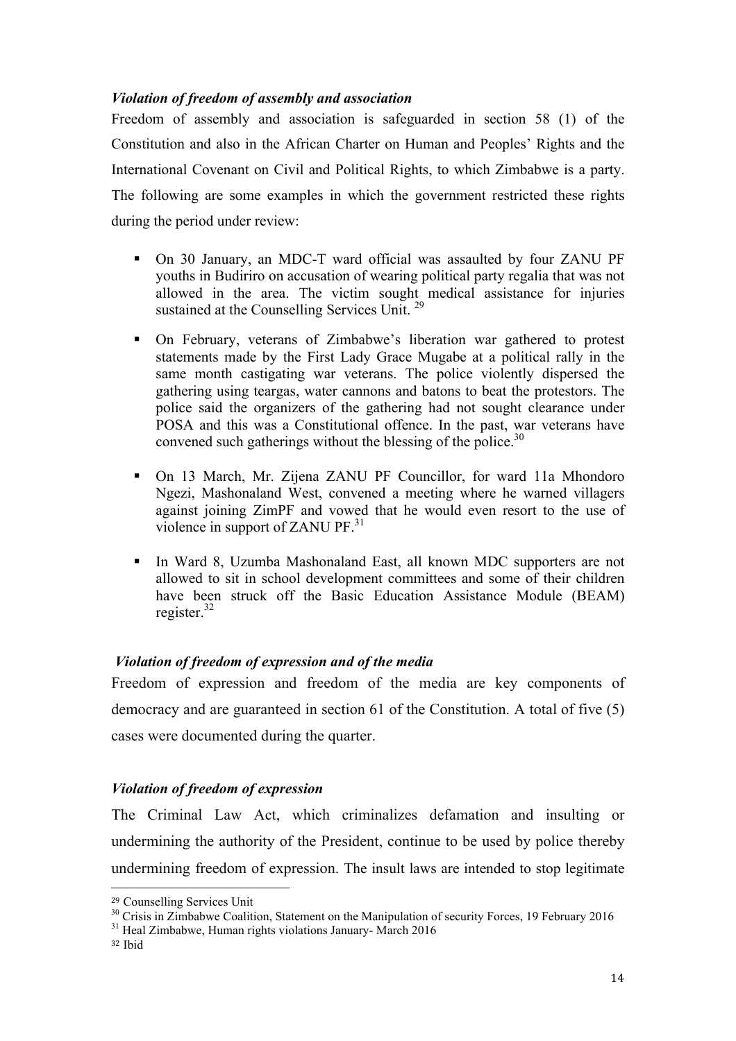*Violation of freedom of assembly and association*

Freedom of assembly and association is safeguarded in section 58 (1) of the Constitution and also in the African Charter on Human and Peoples' Rights and the International Covenant on Civil and Political Rights, to which Zimbabwe is a party. The following are some examples in which the government restricted these rights during the period under review:

- On 30 January, an MDC-T ward official was assaulted by four ZANU PF youths in Budiriro on accusation of wearing political party regalia that was not allowed in the area. The victim sought medical assistance for injuries sustained at the Counselling Services Unit. [29]
- On February, veterans of Zimbabwe's liberation war gathered to protest statements made by the First Lady Grace Mugabe at a political rally in the same month castigating war veterans. The police violently dispersed the gathering using teargas, water cannons and batons to beat the protestors. The police said the organizers of the gathering had not sought clearance under POSA and this was a Constitutional offence. In the past, war veterans have convened such gatherings without the blessing of the police.[30]
- On 13 March, Mr. Zijena ZANU PF Councillor, for ward 11a Mhondoro Ngezi, Mashonaland West, convened a meeting where he warned villagers against joining ZimPF and vowed that he would even resort to the use of violence in support of ZANU PF.[31]
- In Ward 8, Uzumba Mashonaland East, all known MDC supporters are not allowed to sit in school development committees and some of their children have been struck off the Basic Education Assistance Module (BEAM) register.[32]

*Violation of freedom of expression and of the media*

Freedom of expression and freedom of the media are key components of democracy and are guaranteed in section 61 of the Constitution. A total of five (5) cases were documented during the quarter.

*Violation of freedom of expression*

The Criminal Law Act, which criminalizes defamation and insulting or undermining the authority of the President, continue to be used by police thereby undermining freedom of expression. The insult laws are intended to stop legitimate

---

[29] Counselling Services Unit

[30] Crisis in Zimbabwe Coalition, Statement on the Manipulation of security Forces, 19 February 2016

[31] Heal Zimbabwe, Human rights violations January- March 2016

[32] Ibid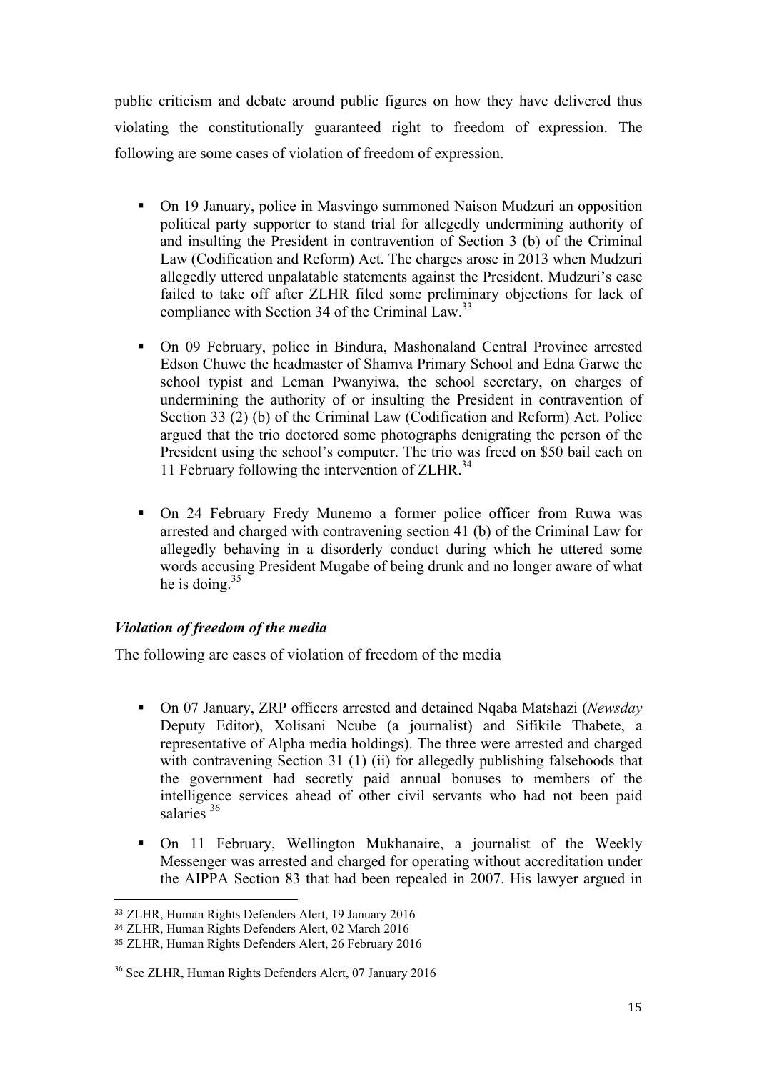public criticism and debate around public figures on how they have delivered thus violating the constitutionally guaranteed right to freedom of expression. The following are some cases of violation of freedom of expression.

- On 19 January, police in Masvingo summoned Naison Mudzuri an opposition political party supporter to stand trial for allegedly undermining authority of and insulting the President in contravention of Section 3 (b) of the Criminal Law (Codification and Reform) Act. The charges arose in 2013 when Mudzuri allegedly uttered unpalatable statements against the President. Mudzuri's case failed to take off after ZLHR filed some preliminary objections for lack of compliance with Section 34 of the Criminal Law.[33]

- On 09 February, police in Bindura, Mashonaland Central Province arrested Edson Chuwe the headmaster of Shamva Primary School and Edna Garwe the school typist and Leman Pwanyiwa, the school secretary, on charges of undermining the authority of or insulting the President in contravention of Section 33 (2) (b) of the Criminal Law (Codification and Reform) Act. Police argued that the trio doctored some photographs denigrating the person of the President using the school's computer. The trio was freed on $50 bail each on 11 February following the intervention of ZLHR.[34]

- On 24 February Fredy Munemo a former police officer from Ruwa was arrested and charged with contravening section 41 (b) of the Criminal Law for allegedly behaving in a disorderly conduct during which he uttered some words accusing President Mugabe of being drunk and no longer aware of what he is doing.[35]

### *Violation of freedom of the media*

The following are cases of violation of freedom of the media

- On 07 January, ZRP officers arrested and detained Nqaba Matshazi (*Newsday* Deputy Editor), Xolisani Ncube (a journalist) and Sifikile Thabete, a representative of Alpha media holdings). The three were arrested and charged with contravening Section 31 (1) (ii) for allegedly publishing falsehoods that the government had secretly paid annual bonuses to members of the intelligence services ahead of other civil servants who had not been paid salaries [36]

- On 11 February, Wellington Mukhanaire, a journalist of the Weekly Messenger was arrested and charged for operating without accreditation under the AIPPA Section 83 that had been repealed in 2007. His lawyer argued in

---

[33] ZLHR, Human Rights Defenders Alert, 19 January 2016

[34] ZLHR, Human Rights Defenders Alert, 02 March 2016

[35] ZLHR, Human Rights Defenders Alert, 26 February 2016

[36] See ZLHR, Human Rights Defenders Alert, 07 January 2016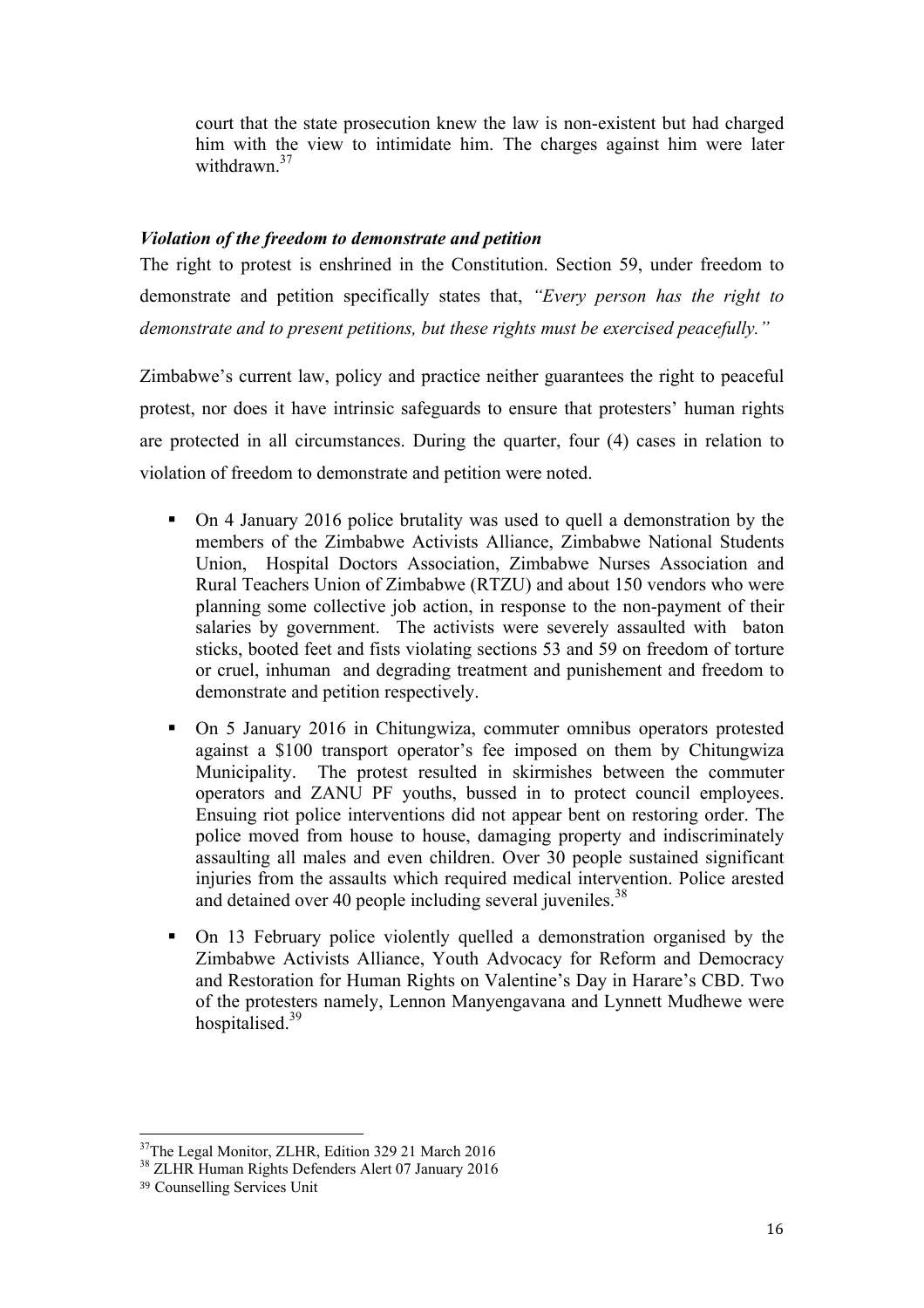court that the state prosecution knew the law is non-existent but had charged him with the view to intimidate him. The charges against him were later withdrawn.[37]

### *Violation of the freedom to demonstrate and petition*

The right to protest is enshrined in the Constitution. Section 59, under freedom to demonstrate and petition specifically states that, *"Every person has the right to demonstrate and to present petitions, but these rights must be exercised peacefully."*

Zimbabwe's current law, policy and practice neither guarantees the right to peaceful protest, nor does it have intrinsic safeguards to ensure that protesters' human rights are protected in all circumstances. During the quarter, four (4) cases in relation to violation of freedom to demonstrate and petition were noted.

- On 4 January 2016 police brutality was used to quell a demonstration by the members of the Zimbabwe Activists Alliance, Zimbabwe National Students Union, Hospital Doctors Association, Zimbabwe Nurses Association and Rural Teachers Union of Zimbabwe (RTZU) and about 150 vendors who were planning some collective job action, in response to the non-payment of their salaries by government. The activists were severely assaulted with baton sticks, booted feet and fists violating sections 53 and 59 on freedom of torture or cruel, inhuman and degrading treatment and punishement and freedom to demonstrate and petition respectively.
- On 5 January 2016 in Chitungwiza, commuter omnibus operators protested against a $100 transport operator's fee imposed on them by Chitungwiza Municipality. The protest resulted in skirmishes between the commuter operators and ZANU PF youths, bussed in to protect council employees. Ensuing riot police interventions did not appear bent on restoring order. The police moved from house to house, damaging property and indiscriminately assaulting all males and even children. Over 30 people sustained significant injuries from the assaults which required medical intervention. Police arested and detained over 40 people including several juveniles.[38]
- On 13 February police violently quelled a demonstration organised by the Zimbabwe Activists Alliance, Youth Advocacy for Reform and Democracy and Restoration for Human Rights on Valentine's Day in Harare's CBD. Two of the protesters namely, Lennon Manyengavana and Lynnett Mudhewe were hospitalised.[39]

---

[37] The Legal Monitor, ZLHR, Edition 329 21 March 2016

[38] ZLHR Human Rights Defenders Alert 07 January 2016

[39] Counselling Services Unit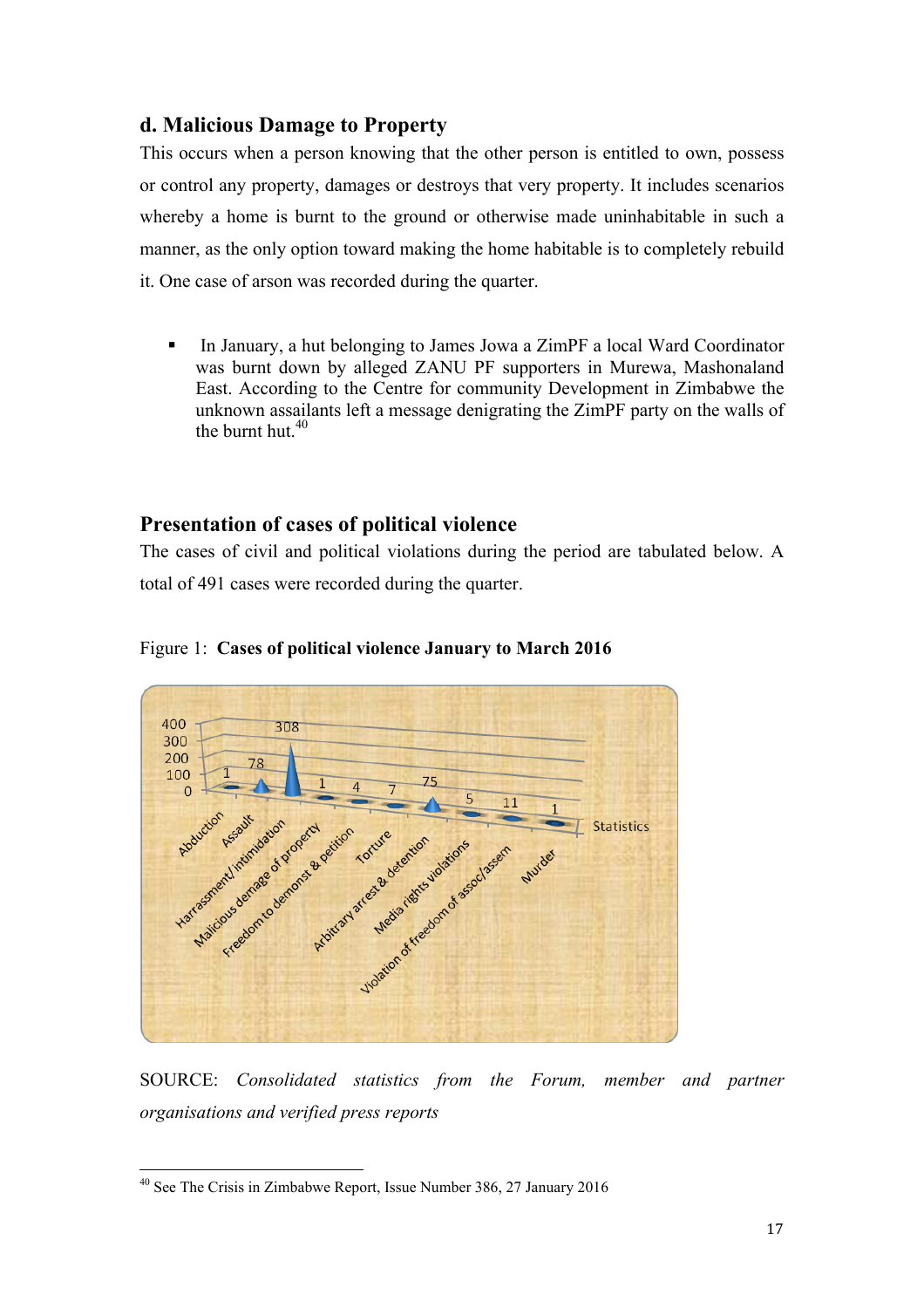## d. Malicious Damage to Property

This occurs when a person knowing that the other person is entitled to own, possess or control any property, damages or destroys that very property. It includes scenarios whereby a home is burnt to the ground or otherwise made uninhabitable in such a manner, as the only option toward making the home habitable is to completely rebuild it. One case of arson was recorded during the quarter.

- In January, a hut belonging to James Jowa a ZimPF a local Ward Coordinator was burnt down by alleged ZANU PF supporters in Murewa, Mashonaland East. According to the Centre for community Development in Zimbabwe the unknown assailants left a message denigrating the ZimPF party on the walls of the burnt hut.[40]

## Presentation of cases of political violence

The cases of civil and political violations during the period are tabulated below. A total of 491 cases were recorded during the quarter.

Figure 1: **Cases of political violence January to March 2016**

| Category | Statistics |
|---|---|
| Abduction | 1 |
| Assault | 78 |
| Harrassment/ intimidation | 308 |
| Malicious demage of property | 1 |
| Freedom to demonst & petition | 4 |
| Torture | 7 |
| Arbitrary arrest & detention | 75 |
| Media rights violations | 5 |
| Violation of freedom of assoc/assem | 11 |
| Murder | 1 |

SOURCE: *Consolidated statistics from the Forum, member and partner organisations and verified press reports*

---

[40] See The Crisis in Zimbabwe Report, Issue Number 386, 27 January 2016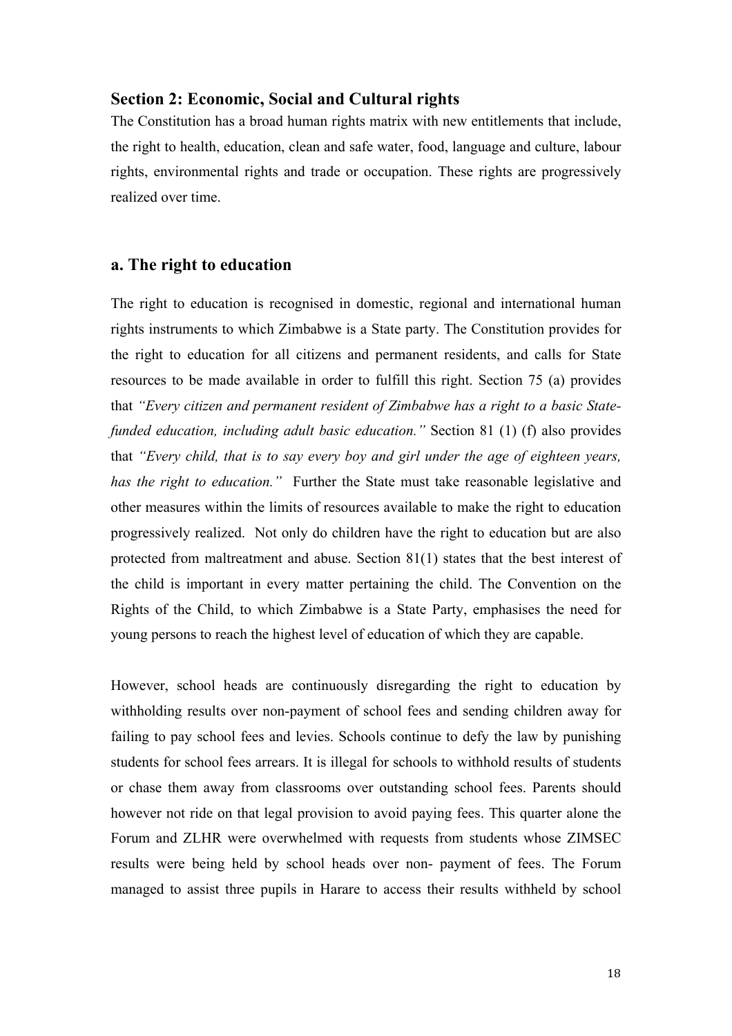## Section 2: Economic, Social and Cultural rights

The Constitution has a broad human rights matrix with new entitlements that include, the right to health, education, clean and safe water, food, language and culture, labour rights, environmental rights and trade or occupation. These rights are progressively realized over time.

## a. The right to education

The right to education is recognised in domestic, regional and international human rights instruments to which Zimbabwe is a State party. The Constitution provides for the right to education for all citizens and permanent residents, and calls for State resources to be made available in order to fulfill this right. Section 75 (a) provides that *"Every citizen and permanent resident of Zimbabwe has a right to a basic State-funded education, including adult basic education."* Section 81 (1) (f) also provides that *"Every child, that is to say every boy and girl under the age of eighteen years, has the right to education."* Further the State must take reasonable legislative and other measures within the limits of resources available to make the right to education progressively realized. Not only do children have the right to education but are also protected from maltreatment and abuse. Section 81(1) states that the best interest of the child is important in every matter pertaining the child. The Convention on the Rights of the Child, to which Zimbabwe is a State Party, emphasises the need for young persons to reach the highest level of education of which they are capable.

However, school heads are continuously disregarding the right to education by withholding results over non-payment of school fees and sending children away for failing to pay school fees and levies. Schools continue to defy the law by punishing students for school fees arrears. It is illegal for schools to withhold results of students or chase them away from classrooms over outstanding school fees. Parents should however not ride on that legal provision to avoid paying fees. This quarter alone the Forum and ZLHR were overwhelmed with requests from students whose ZIMSEC results were being held by school heads over non- payment of fees. The Forum managed to assist three pupils in Harare to access their results withheld by school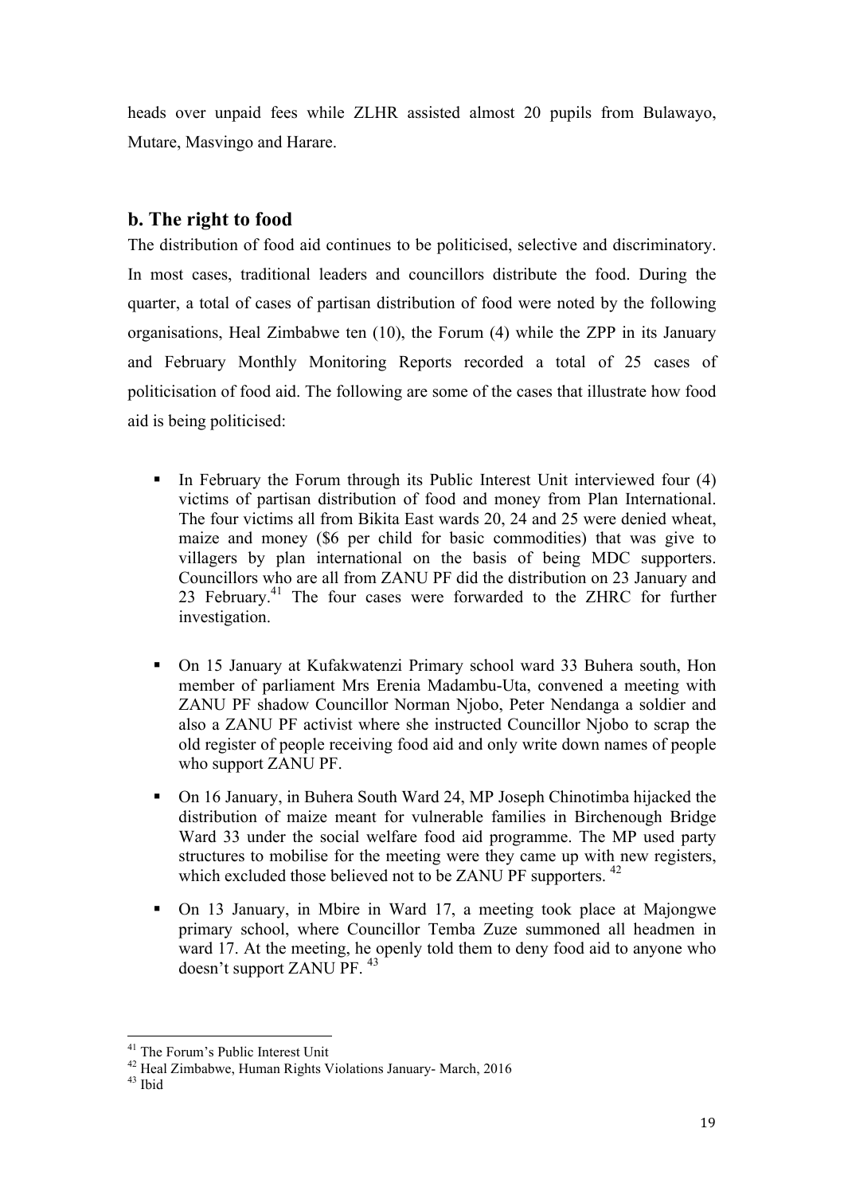heads over unpaid fees while ZLHR assisted almost 20 pupils from Bulawayo, Mutare, Masvingo and Harare.

## b. The right to food

The distribution of food aid continues to be politicised, selective and discriminatory. In most cases, traditional leaders and councillors distribute the food. During the quarter, a total of cases of partisan distribution of food were noted by the following organisations, Heal Zimbabwe ten (10), the Forum (4) while the ZPP in its January and February Monthly Monitoring Reports recorded a total of 25 cases of politicisation of food aid. The following are some of the cases that illustrate how food aid is being politicised:

- In February the Forum through its Public Interest Unit interviewed four (4) victims of partisan distribution of food and money from Plan International. The four victims all from Bikita East wards 20, 24 and 25 were denied wheat, maize and money ($6 per child for basic commodities) that was give to villagers by plan international on the basis of being MDC supporters. Councillors who are all from ZANU PF did the distribution on 23 January and 23 February.[41] The four cases were forwarded to the ZHRC for further investigation.

- On 15 January at Kufakwatenzi Primary school ward 33 Buhera south, Hon member of parliament Mrs Erenia Madambu-Uta, convened a meeting with ZANU PF shadow Councillor Norman Njobo, Peter Nendanga a soldier and also a ZANU PF activist where she instructed Councillor Njobo to scrap the old register of people receiving food aid and only write down names of people who support ZANU PF.

- On 16 January, in Buhera South Ward 24, MP Joseph Chinotimba hijacked the distribution of maize meant for vulnerable families in Birchenough Bridge Ward 33 under the social welfare food aid programme. The MP used party structures to mobilise for the meeting were they came up with new registers, which excluded those believed not to be ZANU PF supporters. [42]

- On 13 January, in Mbire in Ward 17, a meeting took place at Majongwe primary school, where Councillor Temba Zuze summoned all headmen in ward 17. At the meeting, he openly told them to deny food aid to anyone who doesn't support ZANU PF. [43]

---

[41] The Forum's Public Interest Unit

[42] Heal Zimbabwe, Human Rights Violations January- March, 2016

[43] Ibid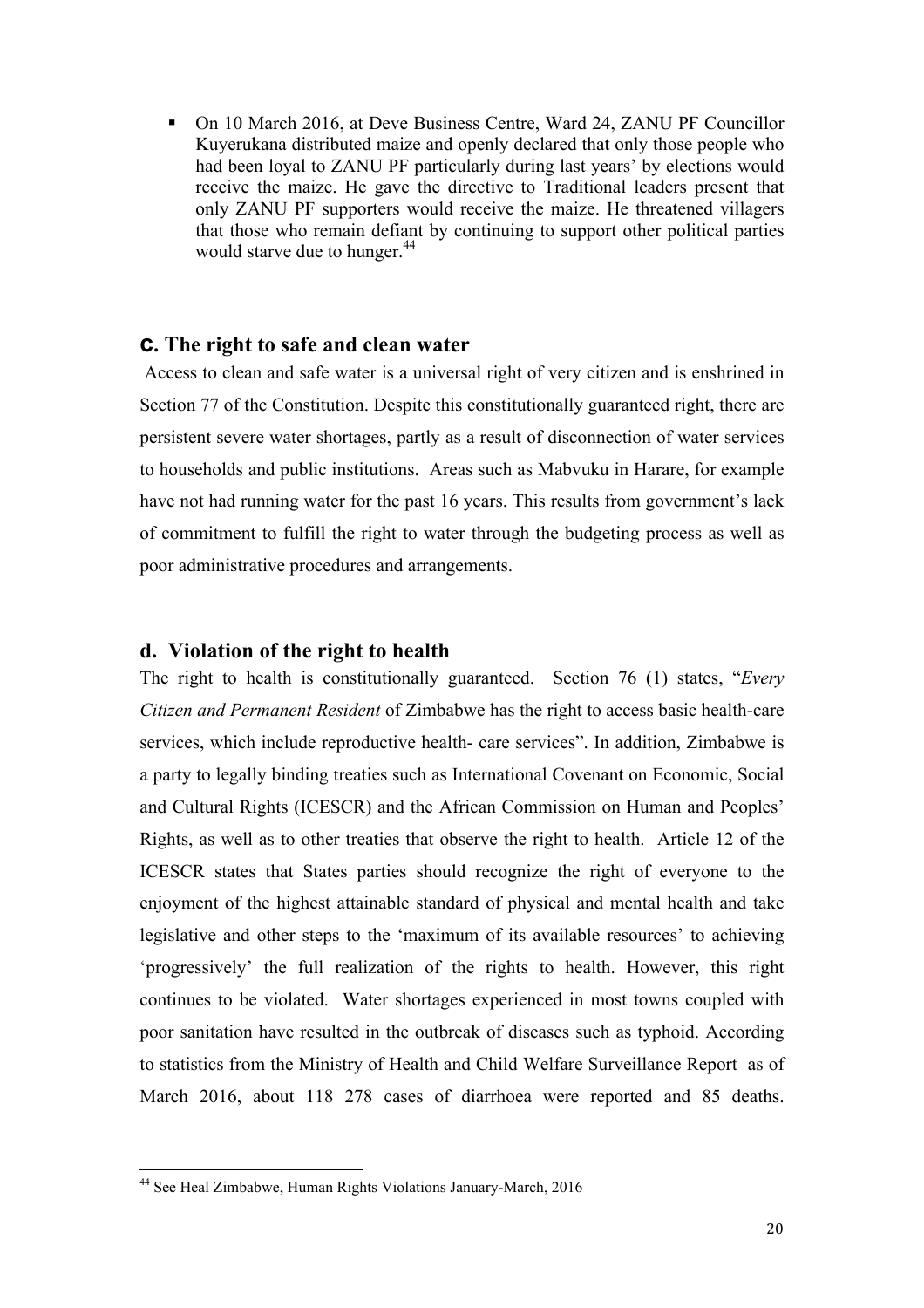- On 10 March 2016, at Deve Business Centre, Ward 24, ZANU PF Councillor Kuyerukana distributed maize and openly declared that only those people who had been loyal to ZANU PF particularly during last years' by elections would receive the maize. He gave the directive to Traditional leaders present that only ZANU PF supporters would receive the maize. He threatened villagers that those who remain defiant by continuing to support other political parties would starve due to hunger.[44]

### c. The right to safe and clean water

Access to clean and safe water is a universal right of very citizen and is enshrined in Section 77 of the Constitution. Despite this constitutionally guaranteed right, there are persistent severe water shortages, partly as a result of disconnection of water services to households and public institutions. Areas such as Mabvuku in Harare, for example have not had running water for the past 16 years. This results from government's lack of commitment to fulfill the right to water through the budgeting process as well as poor administrative procedures and arrangements.

### d. Violation of the right to health

The right to health is constitutionally guaranteed. Section 76 (1) states, "*Every Citizen and Permanent Resident* of Zimbabwe has the right to access basic health-care services, which include reproductive health- care services". In addition, Zimbabwe is a party to legally binding treaties such as International Covenant on Economic, Social and Cultural Rights (ICESCR) and the African Commission on Human and Peoples' Rights, as well as to other treaties that observe the right to health. Article 12 of the ICESCR states that States parties should recognize the right of everyone to the enjoyment of the highest attainable standard of physical and mental health and take legislative and other steps to the 'maximum of its available resources' to achieving 'progressively' the full realization of the rights to health. However, this right continues to be violated. Water shortages experienced in most towns coupled with poor sanitation have resulted in the outbreak of diseases such as typhoid. According to statistics from the Ministry of Health and Child Welfare Surveillance Report as of March 2016, about 118 278 cases of diarrhoea were reported and 85 deaths.

[44] See Heal Zimbabwe, Human Rights Violations January-March, 2016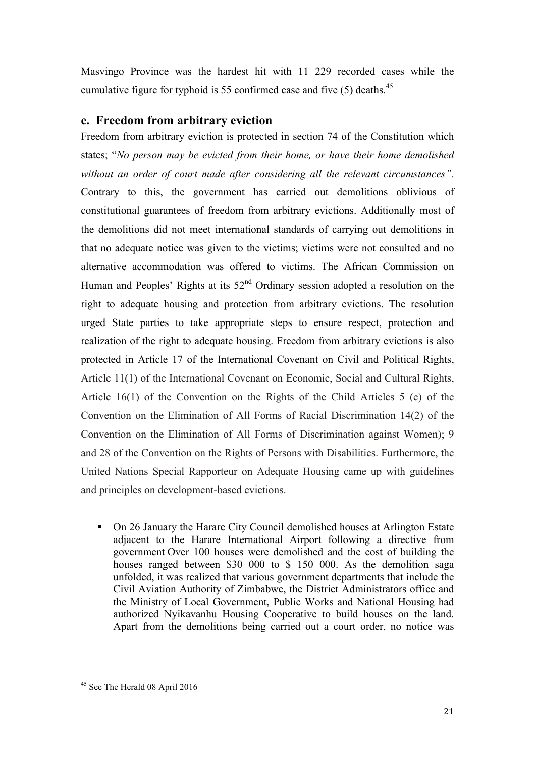Masvingo Province was the hardest hit with 11 229 recorded cases while the cumulative figure for typhoid is 55 confirmed case and five (5) deaths.[45]

## e. Freedom from arbitrary eviction

Freedom from arbitrary eviction is protected in section 74 of the Constitution which states; "*No person may be evicted from their home, or have their home demolished without an order of court made after considering all the relevant circumstances".* Contrary to this, the government has carried out demolitions oblivious of constitutional guarantees of freedom from arbitrary evictions. Additionally most of the demolitions did not meet international standards of carrying out demolitions in that no adequate notice was given to the victims; victims were not consulted and no alternative accommodation was offered to victims. The African Commission on Human and Peoples' Rights at its 52nd Ordinary session adopted a resolution on the right to adequate housing and protection from arbitrary evictions. The resolution urged State parties to take appropriate steps to ensure respect, protection and realization of the right to adequate housing. Freedom from arbitrary evictions is also protected in Article 17 of the International Covenant on Civil and Political Rights, Article 11(1) of the International Covenant on Economic, Social and Cultural Rights, Article 16(1) of the Convention on the Rights of the Child Articles 5 (e) of the Convention on the Elimination of All Forms of Racial Discrimination 14(2) of the Convention on the Elimination of All Forms of Discrimination against Women); 9 and 28 of the Convention on the Rights of Persons with Disabilities. Furthermore, the United Nations Special Rapporteur on Adequate Housing came up with guidelines and principles on development-based evictions.

- On 26 January the Harare City Council demolished houses at Arlington Estate adjacent to the Harare International Airport following a directive from government Over 100 houses were demolished and the cost of building the houses ranged between $30 000 to $ 150 000. As the demolition saga unfolded, it was realized that various government departments that include the Civil Aviation Authority of Zimbabwe, the District Administrators office and the Ministry of Local Government, Public Works and National Housing had authorized Nyikavanhu Housing Cooperative to build houses on the land. Apart from the demolitions being carried out a court order, no notice was

[45] See The Herald 08 April 2016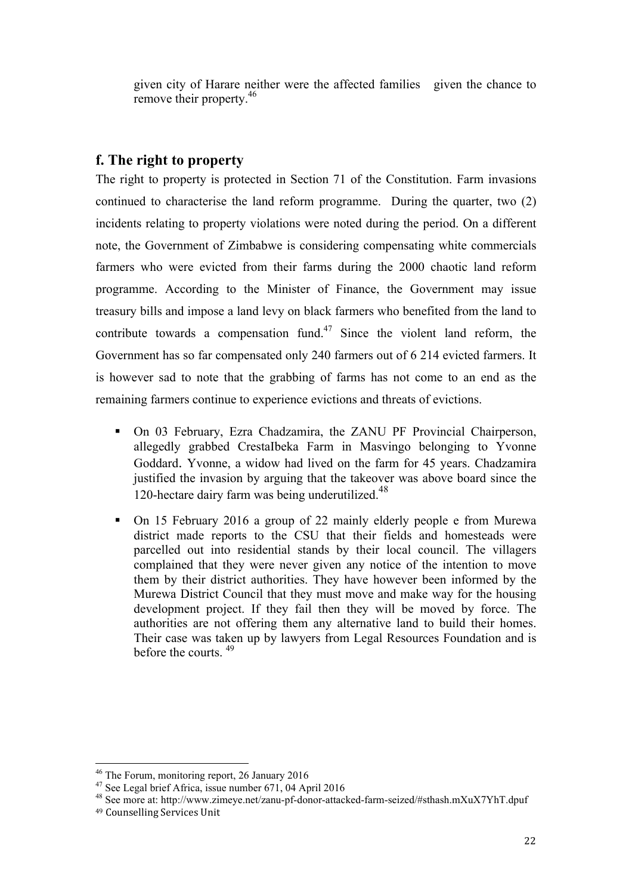given city of Harare neither were the affected families given the chance to remove their property.[46]

## f. The right to property

The right to property is protected in Section 71 of the Constitution. Farm invasions continued to characterise the land reform programme. During the quarter, two (2) incidents relating to property violations were noted during the period. On a different note, the Government of Zimbabwe is considering compensating white commercials farmers who were evicted from their farms during the 2000 chaotic land reform programme. According to the Minister of Finance, the Government may issue treasury bills and impose a land levy on black farmers who benefited from the land to contribute towards a compensation fund.[47] Since the violent land reform, the Government has so far compensated only 240 farmers out of 6 214 evicted farmers. It is however sad to note that the grabbing of farms has not come to an end as the remaining farmers continue to experience evictions and threats of evictions.

- On 03 February, Ezra Chadzamira, the ZANU PF Provincial Chairperson, allegedly grabbed CrestaIbeka Farm in Masvingo belonging to Yvonne Goddard. Yvonne, a widow had lived on the farm for 45 years. Chadzamira justified the invasion by arguing that the takeover was above board since the 120-hectare dairy farm was being underutilized.[48]
- On 15 February 2016 a group of 22 mainly elderly people e from Murewa district made reports to the CSU that their fields and homesteads were parcelled out into residential stands by their local council. The villagers complained that they were never given any notice of the intention to move them by their district authorities. They have however been informed by the Murewa District Council that they must move and make way for the housing development project. If they fail then they will be moved by force. The authorities are not offering them any alternative land to build their homes. Their case was taken up by lawyers from Legal Resources Foundation and is before the courts. [49]

---

[46] The Forum, monitoring report, 26 January 2016

[47] See Legal brief Africa, issue number 671, 04 April 2016

[48] See more at: http://www.zimeye.net/zanu-pf-donor-attacked-farm-seized/#sthash.mXuX7YhT.dpuf

[49] Counselling Services Unit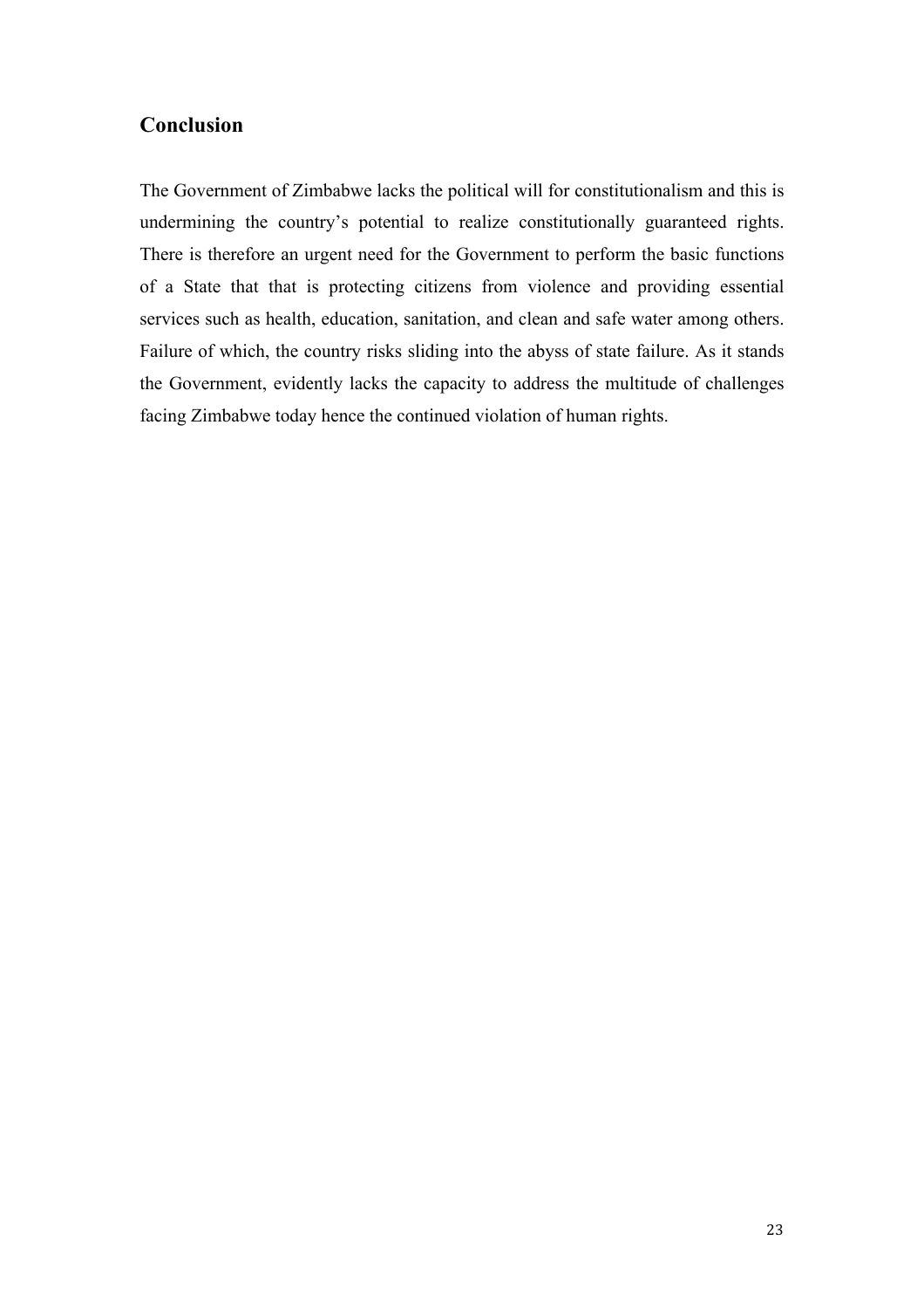## Conclusion

The Government of Zimbabwe lacks the political will for constitutionalism and this is undermining the country's potential to realize constitutionally guaranteed rights. There is therefore an urgent need for the Government to perform the basic functions of a State that that is protecting citizens from violence and providing essential services such as health, education, sanitation, and clean and safe water among others. Failure of which, the country risks sliding into the abyss of state failure. As it stands the Government, evidently lacks the capacity to address the multitude of challenges facing Zimbabwe today hence the continued violation of human rights.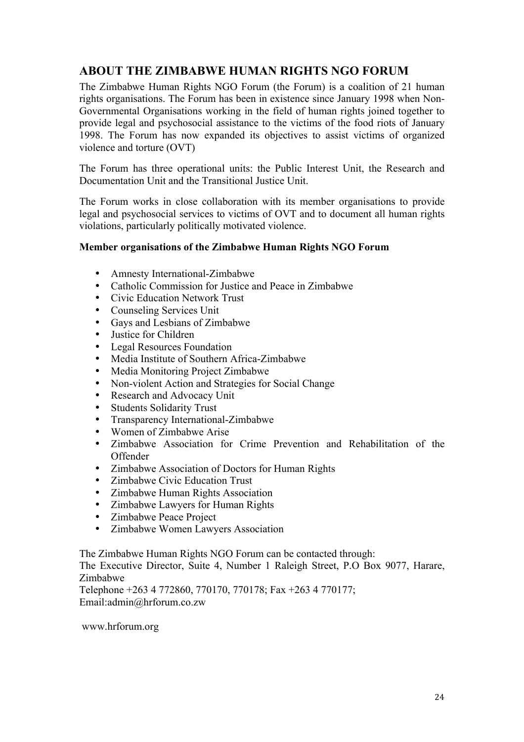## ABOUT THE ZIMBABWE HUMAN RIGHTS NGO FORUM

The Zimbabwe Human Rights NGO Forum (the Forum) is a coalition of 21 human rights organisations. The Forum has been in existence since January 1998 when Non-Governmental Organisations working in the field of human rights joined together to provide legal and psychosocial assistance to the victims of the food riots of January 1998. The Forum has now expanded its objectives to assist victims of organized violence and torture (OVT)

The Forum has three operational units: the Public Interest Unit, the Research and Documentation Unit and the Transitional Justice Unit.

The Forum works in close collaboration with its member organisations to provide legal and psychosocial services to victims of OVT and to document all human rights violations, particularly politically motivated violence.

**Member organisations of the Zimbabwe Human Rights NGO Forum**

- Amnesty International-Zimbabwe
- Catholic Commission for Justice and Peace in Zimbabwe
- Civic Education Network Trust
- Counseling Services Unit
- Gays and Lesbians of Zimbabwe
- Justice for Children
- Legal Resources Foundation
- Media Institute of Southern Africa-Zimbabwe
- Media Monitoring Project Zimbabwe
- Non-violent Action and Strategies for Social Change
- Research and Advocacy Unit
- Students Solidarity Trust
- Transparency International-Zimbabwe
- Women of Zimbabwe Arise
- Zimbabwe Association for Crime Prevention and Rehabilitation of the Offender
- Zimbabwe Association of Doctors for Human Rights
- Zimbabwe Civic Education Trust
- Zimbabwe Human Rights Association
- Zimbabwe Lawyers for Human Rights
- Zimbabwe Peace Project
- Zimbabwe Women Lawyers Association

The Zimbabwe Human Rights NGO Forum can be contacted through:
The Executive Director, Suite 4, Number 1 Raleigh Street, P.O Box 9077, Harare, Zimbabwe
Telephone +263 4 772860, 770170, 770178; Fax +263 4 770177;
Email:admin@hrforum.co.zw

www.hrforum.org